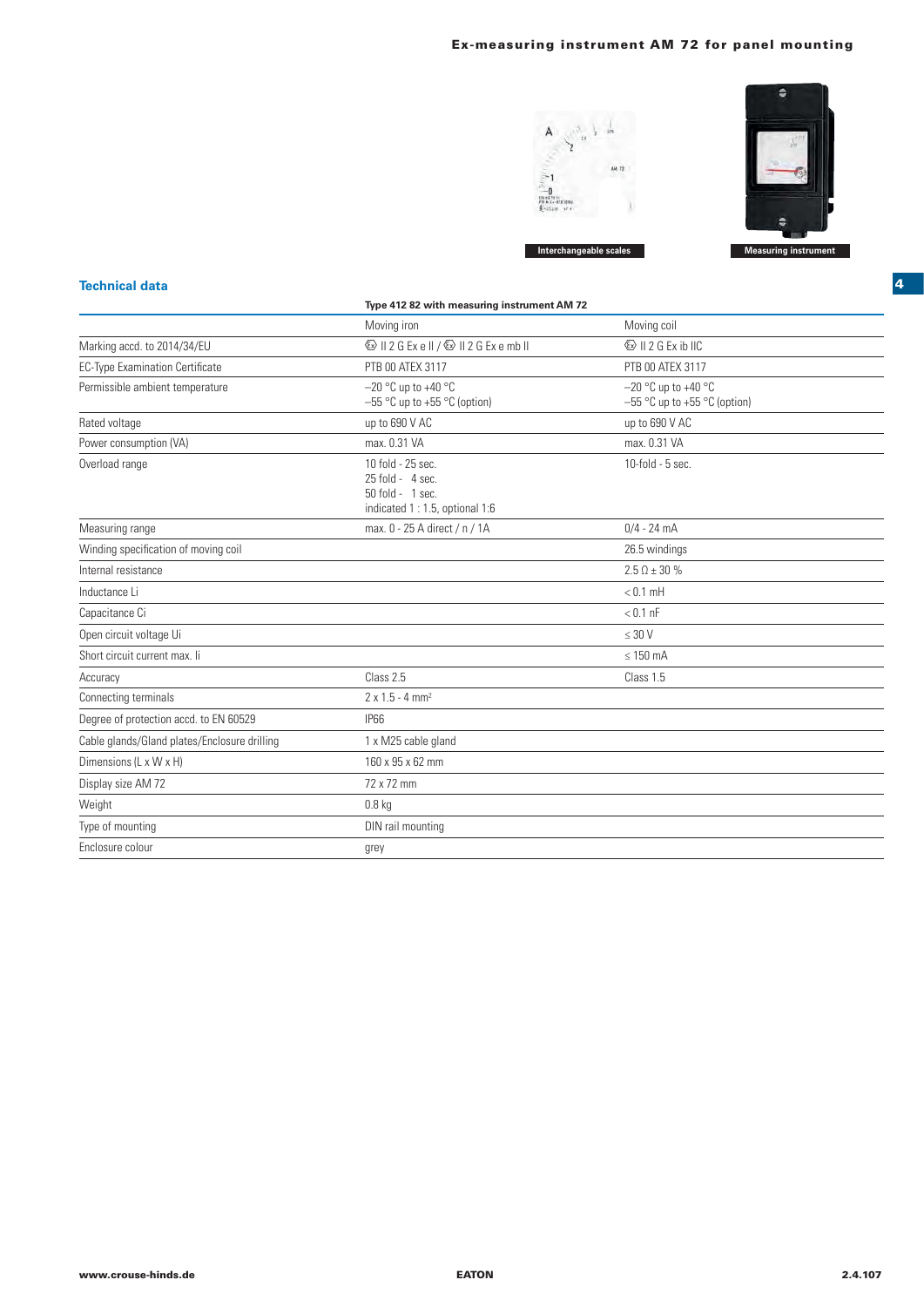# Ex-measuring instrument AM 72 for panel mounting

Interchangeable scales

Measuring instrument

## Technical data

| | Type 412 82 with measuring instrument AM 72 | |
|---|---|---|
| | Moving iron | Moving coil |
| Marking accd. to 2014/34/EU | Ex II 2 G Ex e II / Ex II 2 G Ex e mb II | Ex II 2 G Ex ib IIC |
| EC-Type Examination Certificate | PTB 00 ATEX 3117 | PTB 00 ATEX 3117 |
| Permissible ambient temperature | –20 °C up to +40 °C<br>–55 °C up to +55 °C (option) | –20 °C up to +40 °C<br>–55 °C up to +55 °C (option) |
| Rated voltage | up to 690 V AC | up to 690 V AC |
| Power consumption (VA) | max. 0.31 VA | max. 0.31 VA |
| Overload range | 10 fold - 25 sec.<br>25 fold - 4 sec.<br>50 fold - 1 sec.<br>indicated 1 : 1.5, optional 1:6 | 10-fold - 5 sec. |
| Measuring range | max. 0 - 25 A direct / n / 1A | 0/4 - 24 mA |
| Winding specification of moving coil | | 26.5 windings |
| Internal resistance | | 2.5 Ω ± 30 % |
| Inductance Li | | < 0.1 mH |
| Capacitance Ci | | < 0.1 nF |
| Open circuit voltage Ui | | ≤ 30 V |
| Short circuit current max. Ii | | ≤ 150 mA |
| Accuracy | Class 2.5 | Class 1.5 |
| Connecting terminals | 2 x 1.5 - 4 mm² | |
| Degree of protection accd. to EN 60529 | IP66 | |
| Cable glands/Gland plates/Enclosure drilling | 1 x M25 cable gland | |
| Dimensions (L x W x H) | 160 x 95 x 62 mm | |
| Display size AM 72 | 72 x 72 mm | |
| Weight | 0.8 kg | |
| Type of mounting | DIN rail mounting | |
| Enclosure colour | grey | |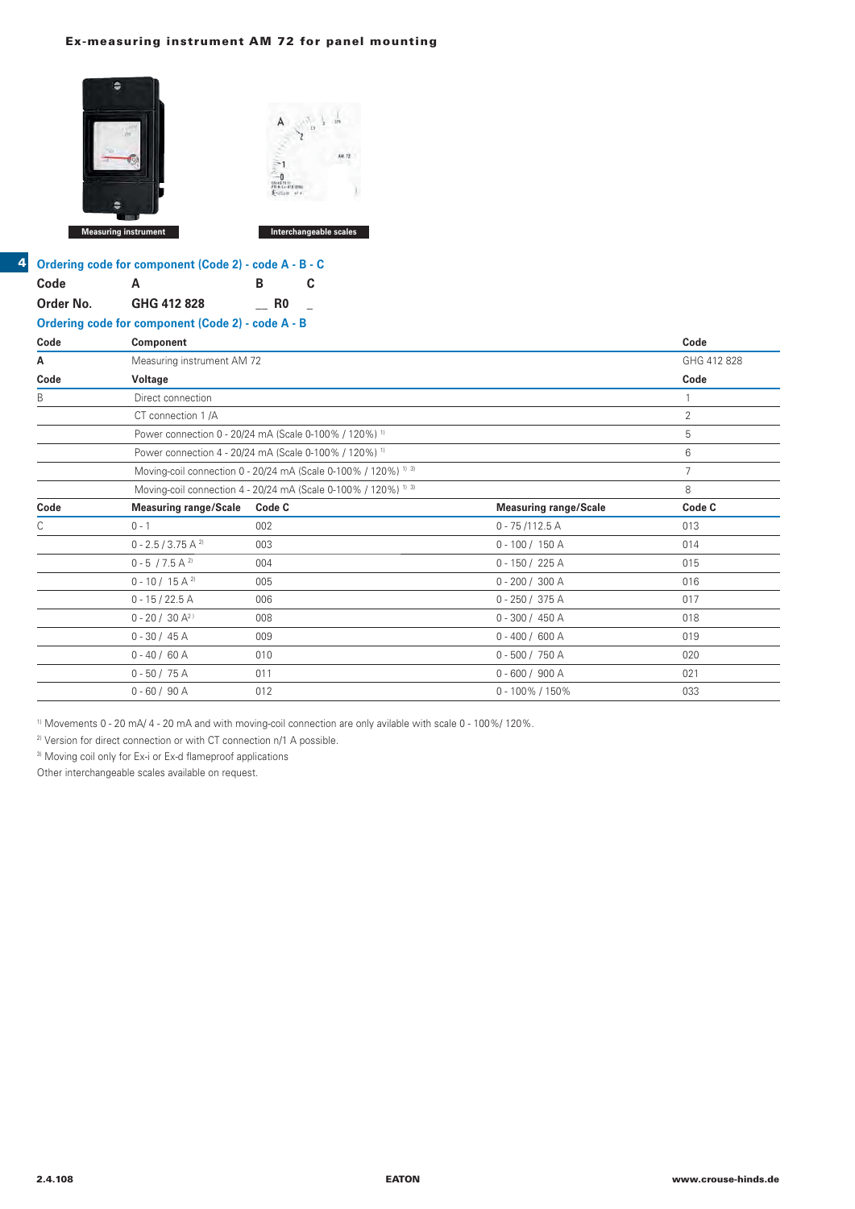# Ex-measuring instrument AM 72 for panel mounting

Measuring instrument

Interchangeable scales

## Ordering code for component (Code 2) - code A - B - C

| Code | A | B | C |
|---|---|---|---|
| Order No. | GHG 412 828 | __ R0 | _ |

## Ordering code for component (Code 2) - code A - B

| Code | Component | | | Code |
|---|---|---|---|---|
| A | Measuring instrument AM 72 | | | GHG 412 828 |
| **Code** | **Voltage** | | | **Code** |
| B | Direct connection | | | 1 |
| | CT connection 1 /A | | | 2 |
| | Power connection 0 - 20/24 mA (Scale 0-100% / 120%) [1] | | | 5 |
| | Power connection 4 - 20/24 mA (Scale 0-100% / 120%) [1] | | | 6 |
| | Moving-coil connection 0 - 20/24 mA (Scale 0-100% / 120%) [1] [3] | | | 7 |
| | Moving-coil connection 4 - 20/24 mA (Scale 0-100% / 120%) [1] [3] | | | 8 |
| **Code** | **Measuring range/Scale** | **Code C** | **Measuring range/Scale** | **Code C** |
| C | 0 - 1 | 002 | 0 - 75 /112.5 A | 013 |
| | 0 - 2.5 / 3.75 A [2] | 003 | 0 - 100 / 150 A | 014 |
| | 0 - 5 / 7.5 A [2] | 004 | 0 - 150 / 225 A | 015 |
| | 0 - 10 / 15 A [2] | 005 | 0 - 200 / 300 A | 016 |
| | 0 - 15 / 22.5 A | 006 | 0 - 250 / 375 A | 017 |
| | 0 - 20 / 30 A [2] | 008 | 0 - 300 / 450 A | 018 |
| | 0 - 30 / 45 A | 009 | 0 - 400 / 600 A | 019 |
| | 0 - 40 / 60 A | 010 | 0 - 500 / 750 A | 020 |
| | 0 - 50 / 75 A | 011 | 0 - 600 / 900 A | 021 |
| | 0 - 60 / 90 A | 012 | 0 - 100% / 150% | 033 |

[1] Movements 0 - 20 mA/ 4 - 20 mA and with moving-coil connection are only avilable with scale 0 - 100%/ 120%.

[2] Version for direct connection or with CT connection n/1 A possible.

[3] Moving coil only for Ex-i or Ex-d flameproof applications

Other interchangeable scales available on request.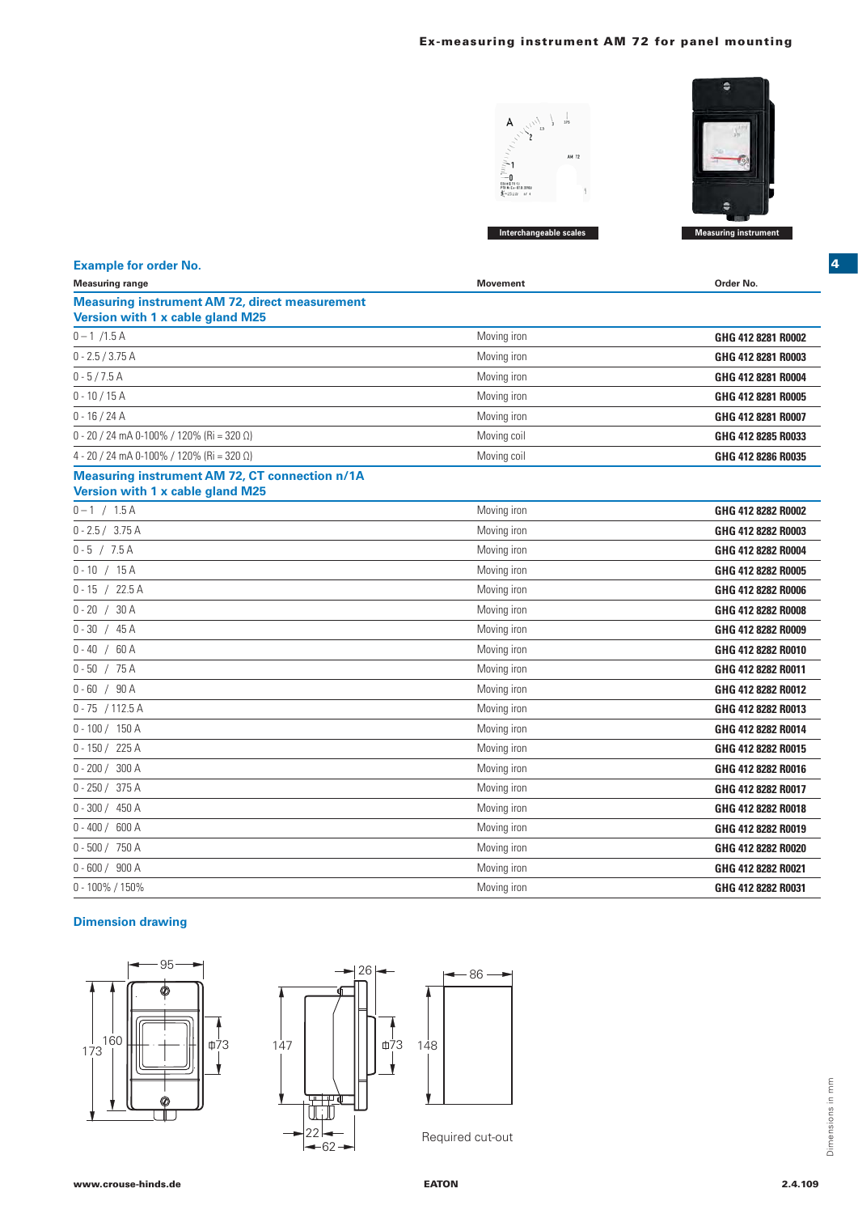## Ex-measuring instrument AM 72 for panel mounting

Interchangeable scales

Measuring instrument

### Example for order No.

| Measuring range | Movement | Order No. |
|---|---|---|
| **Measuring instrument AM 72, direct measurement Version with 1 x cable gland M25** | | |
| 0 – 1 /1.5 A | Moving iron | **GHG 412 8281 R0002** |
| 0 - 2.5 / 3.75 A | Moving iron | **GHG 412 8281 R0003** |
| 0 - 5 / 7.5 A | Moving iron | **GHG 412 8281 R0004** |
| 0 - 10 / 15 A | Moving iron | **GHG 412 8281 R0005** |
| 0 - 16 / 24 A | Moving iron | **GHG 412 8281 R0007** |
| 0 - 20 / 24 mA 0-100% / 120% (Ri = 320 Ω) | Moving coil | **GHG 412 8285 R0033** |
| 4 - 20 / 24 mA 0-100% / 120% (Ri = 320 Ω) | Moving coil | **GHG 412 8286 R0035** |
| **Measuring instrument AM 72, CT connection n/1A Version with 1 x cable gland M25** | | |
| 0 – 1 / 1.5 A | Moving iron | **GHG 412 8282 R0002** |
| 0 - 2.5 / 3.75 A | Moving iron | **GHG 412 8282 R0003** |
| 0 - 5 / 7.5 A | Moving iron | **GHG 412 8282 R0004** |
| 0 - 10 / 15 A | Moving iron | **GHG 412 8282 R0005** |
| 0 - 15 / 22.5 A | Moving iron | **GHG 412 8282 R0006** |
| 0 - 20 / 30 A | Moving iron | **GHG 412 8282 R0008** |
| 0 - 30 / 45 A | Moving iron | **GHG 412 8282 R0009** |
| 0 - 40 / 60 A | Moving iron | **GHG 412 8282 R0010** |
| 0 - 50 / 75 A | Moving iron | **GHG 412 8282 R0011** |
| 0 - 60 / 90 A | Moving iron | **GHG 412 8282 R0012** |
| 0 - 75 / 112.5 A | Moving iron | **GHG 412 8282 R0013** |
| 0 - 100 / 150 A | Moving iron | **GHG 412 8282 R0014** |
| 0 - 150 / 225 A | Moving iron | **GHG 412 8282 R0015** |
| 0 - 200 / 300 A | Moving iron | **GHG 412 8282 R0016** |
| 0 - 250 / 375 A | Moving iron | **GHG 412 8282 R0017** |
| 0 - 300 / 450 A | Moving iron | **GHG 412 8282 R0018** |
| 0 - 400 / 600 A | Moving iron | **GHG 412 8282 R0019** |
| 0 - 500 / 750 A | Moving iron | **GHG 412 8282 R0020** |
| 0 - 600 / 900 A | Moving iron | **GHG 412 8282 R0021** |
| 0 - 100% / 150% | Moving iron | **GHG 412 8282 R0031** |

### Dimension drawing

95
173
160
□73
26
147
□73
22
62
86
148
Required cut-out

Dimensions in mm